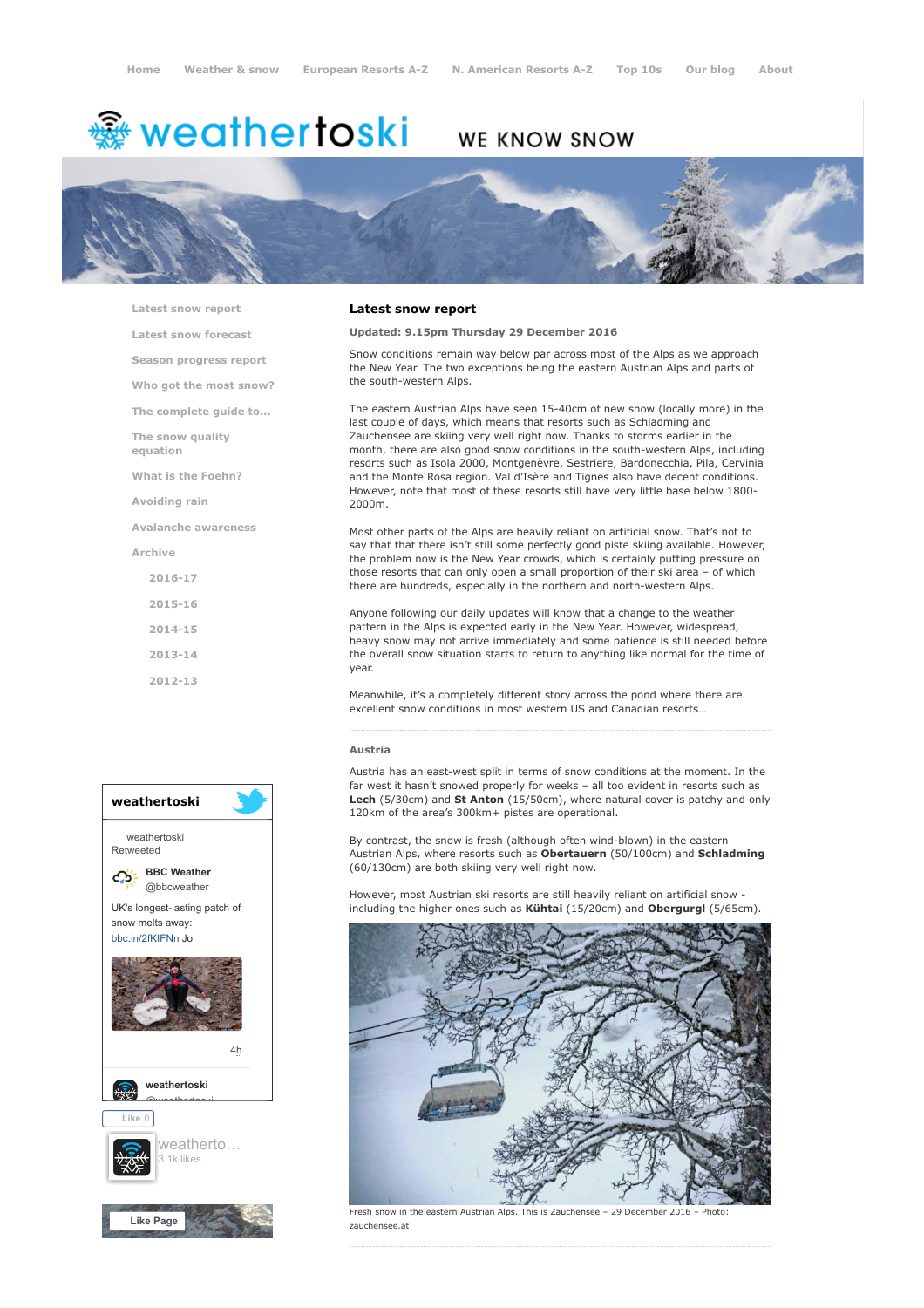Home | Weather & snow | European Resorts A-Z | N. American Resorts A-Z | Top 10s | Our blog | About

# weathertoski

WE KNOW SNOW

- Latest snow report
- Latest snow forecast
- Season progress report
- Who got the most snow?
- The complete guide to...
- The snow quality equation
- What is the Foehn?
- Avoiding rain
- Avalanche awareness
- Archive
  - 2016-17
  - 2015-16
  - 2014-15
  - 2013-14
  - 2012-13

## Latest snow report

**Updated: 9.15pm Thursday 29 December 2016**

Snow conditions remain way below par across most of the Alps as we approach the New Year. The two exceptions being the eastern Austrian Alps and parts of the south-western Alps.

The eastern Austrian Alps have seen 15-40cm of new snow (locally more) in the last couple of days, which means that resorts such as Schladming and Zauchensee are skiing very well right now. Thanks to storms earlier in the month, there are also good snow conditions in the south-western Alps, including resorts such as Isola 2000, Montgenèvre, Sestriere, Bardonecchia, Pila, Cervinia and the Monte Rosa region. Val d'Isère and Tignes also have decent conditions. However, note that most of these resorts still have very little base below 1800-2000m.

Most other parts of the Alps are heavily reliant on artificial snow. That's not to say that that there isn't still some perfectly good piste skiing available. However, the problem now is the New Year crowds, which is certainly putting pressure on those resorts that can only open a small proportion of their ski area – of which there are hundreds, especially in the northern and north-western Alps.

Anyone following our daily updates will know that a change to the weather pattern in the Alps is expected early in the New Year. However, widespread, heavy snow may not arrive immediately and some patience is still needed before the overall snow situation starts to return to anything like normal for the time of year.

Meanwhile, it's a completely different story across the pond where there are excellent snow conditions in most western US and Canadian resorts…

### Austria

Austria has an east-west split in terms of snow conditions at the moment. In the far west it hasn't snowed properly for weeks – all too evident in resorts such as **Lech** (5/30cm) and **St Anton** (15/50cm), where natural cover is patchy and only 120km of the area's 300km+ pistes are operational.

By contrast, the snow is fresh (although often wind-blown) in the eastern Austrian Alps, where resorts such as **Obertauern** (50/100cm) and **Schladming** (60/130cm) are both skiing very well right now.

However, most Austrian ski resorts are still heavily reliant on artificial snow - including the higher ones such as **Kühtai** (15/20cm) and **Obergurgl** (5/65cm).

Fresh snow in the eastern Austrian Alps. This is Zauchensee – 29 December 2016 – Photo: zauchensee.at

**weathertoski**

weathertoski Retweeted

**BBC Weather** @bbcweather

UK's longest-lasting patch of snow melts away: bbc.in/2fKIFNn Jo

4h

**weathertoski** @weathertoski

Like 0

weatherto… 3.1k likes

Like Page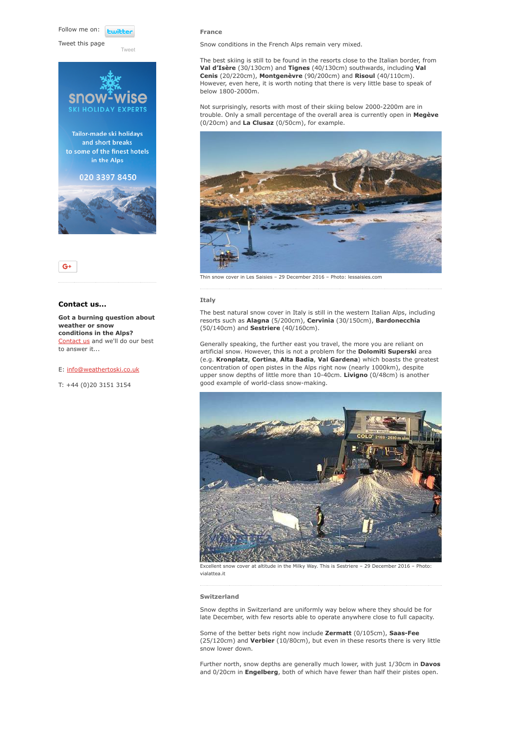Follow me on: twitter

Tweet this page

Tweet

Tailor-made ski holidays and short breaks to some of the finest hotels in the Alps

020 3397 8450

### Contact us...

**Got a burning question about weather or snow conditions in the Alps?** Contact us and we'll do our best to answer it...

E: info@weathertoski.co.uk

T: +44 (0)20 3151 3154

### France

Snow conditions in the French Alps remain very mixed.

The best skiing is still to be found in the resorts close to the Italian border, from **Val d'Isère** (30/130cm) and **Tignes** (40/130cm) southwards, including **Val Cenis** (20/220cm), **Montgenèvre** (90/200cm) and **Risoul** (40/110cm). However, even here, it is worth noting that there is very little base to speak of below 1800-2000m.

Not surprisingly, resorts with most of their skiing below 2000-2200m are in trouble. Only a small percentage of the overall area is currently open in **Megève** (0/20cm) and **La Clusaz** (0/50cm), for example.

Thin snow cover in Les Saisies – 29 December 2016 – Photo: lessaisies.com

### Italy

The best natural snow cover in Italy is still in the western Italian Alps, including resorts such as **Alagna** (5/200cm), **Cervinia** (30/150cm), **Bardonecchia** (50/140cm) and **Sestriere** (40/160cm).

Generally speaking, the further east you travel, the more you are reliant on artificial snow. However, this is not a problem for the **Dolomiti Superski** area (e.g. **Kronplatz**, **Cortina**, **Alta Badia**, **Val Gardena**) which boasts the greatest concentration of open pistes in the Alps right now (nearly 1000km), despite upper snow depths of little more than 10-40cm. **Livigno** (0/48cm) is another good example of world-class snow-making.

Excellent snow cover at altitude in the Milky Way. This is Sestriere – 29 December 2016 – Photo: vialattea.it

### Switzerland

Snow depths in Switzerland are uniformly way below where they should be for late December, with few resorts able to operate anywhere close to full capacity.

Some of the better bets right now include **Zermatt** (0/105cm), **Saas-Fee** (25/120cm) and **Verbier** (10/80cm), but even in these resorts there is very little snow lower down.

Further north, snow depths are generally much lower, with just 1/30cm in **Davos** and 0/20cm in **Engelberg**, both of which have fewer than half their pistes open.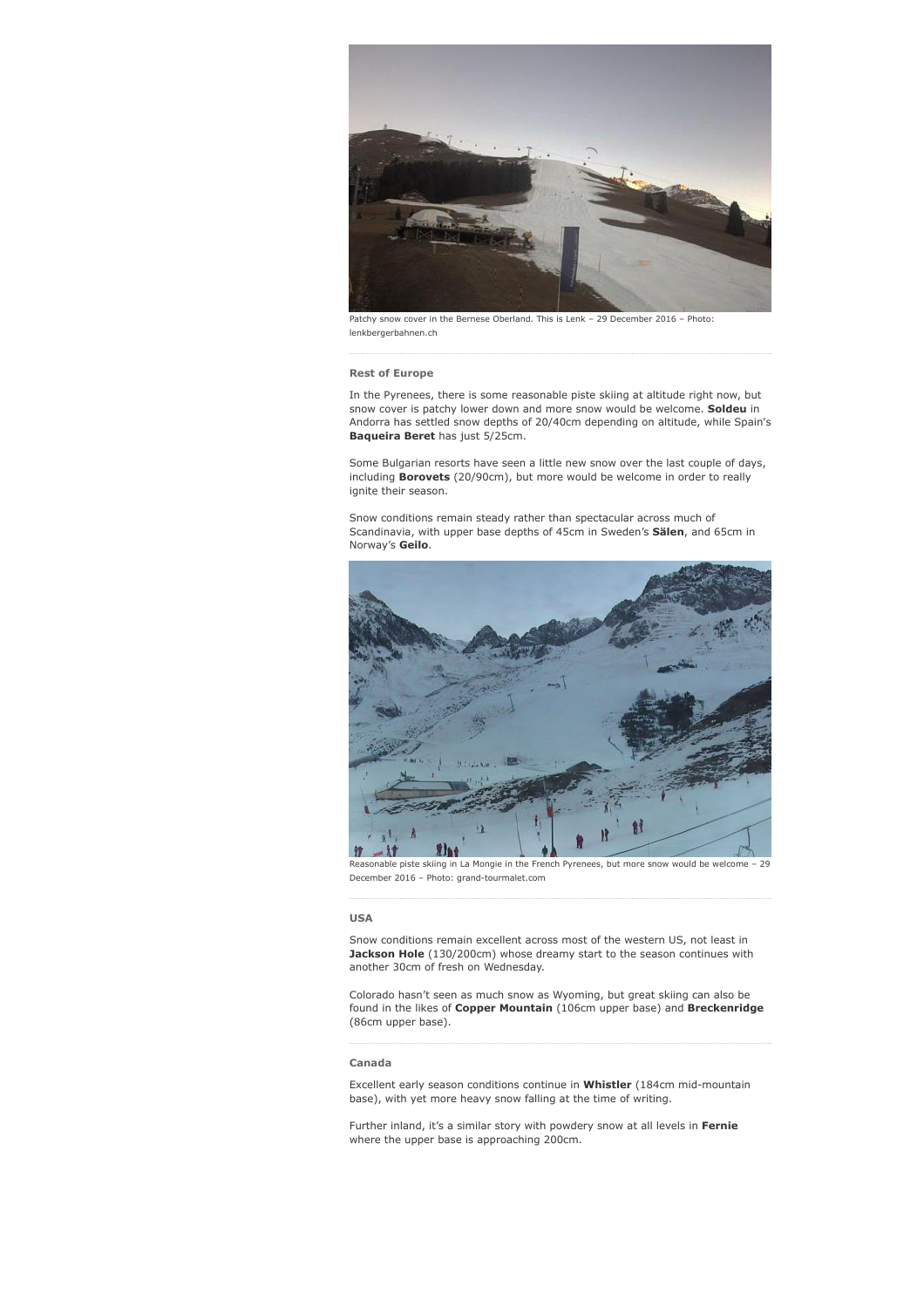Patchy snow cover in the Bernese Oberland. This is Lenk – 29 December 2016 – Photo: lenkbergerbahnen.ch

### Rest of Europe

In the Pyrenees, there is some reasonable piste skiing at altitude right now, but snow cover is patchy lower down and more snow would be welcome. **Soldeu** in Andorra has settled snow depths of 20/40cm depending on altitude, while Spain's **Baqueira Beret** has just 5/25cm.

Some Bulgarian resorts have seen a little new snow over the last couple of days, including **Borovets** (20/90cm), but more would be welcome in order to really ignite their season.

Snow conditions remain steady rather than spectacular across much of Scandinavia, with upper base depths of 45cm in Sweden's **Sälen**, and 65cm in Norway's **Geilo**.

Reasonable piste skiing in La Mongie in the French Pyrenees, but more snow would be welcome – 29 December 2016 – Photo: grand-tourmalet.com

### USA

Snow conditions remain excellent across most of the western US, not least in **Jackson Hole** (130/200cm) whose dreamy start to the season continues with another 30cm of fresh on Wednesday.

Colorado hasn't seen as much snow as Wyoming, but great skiing can also be found in the likes of **Copper Mountain** (106cm upper base) and **Breckenridge** (86cm upper base).

### Canada

Excellent early season conditions continue in **Whistler** (184cm mid-mountain base), with yet more heavy snow falling at the time of writing.

Further inland, it's a similar story with powdery snow at all levels in **Fernie** where the upper base is approaching 200cm.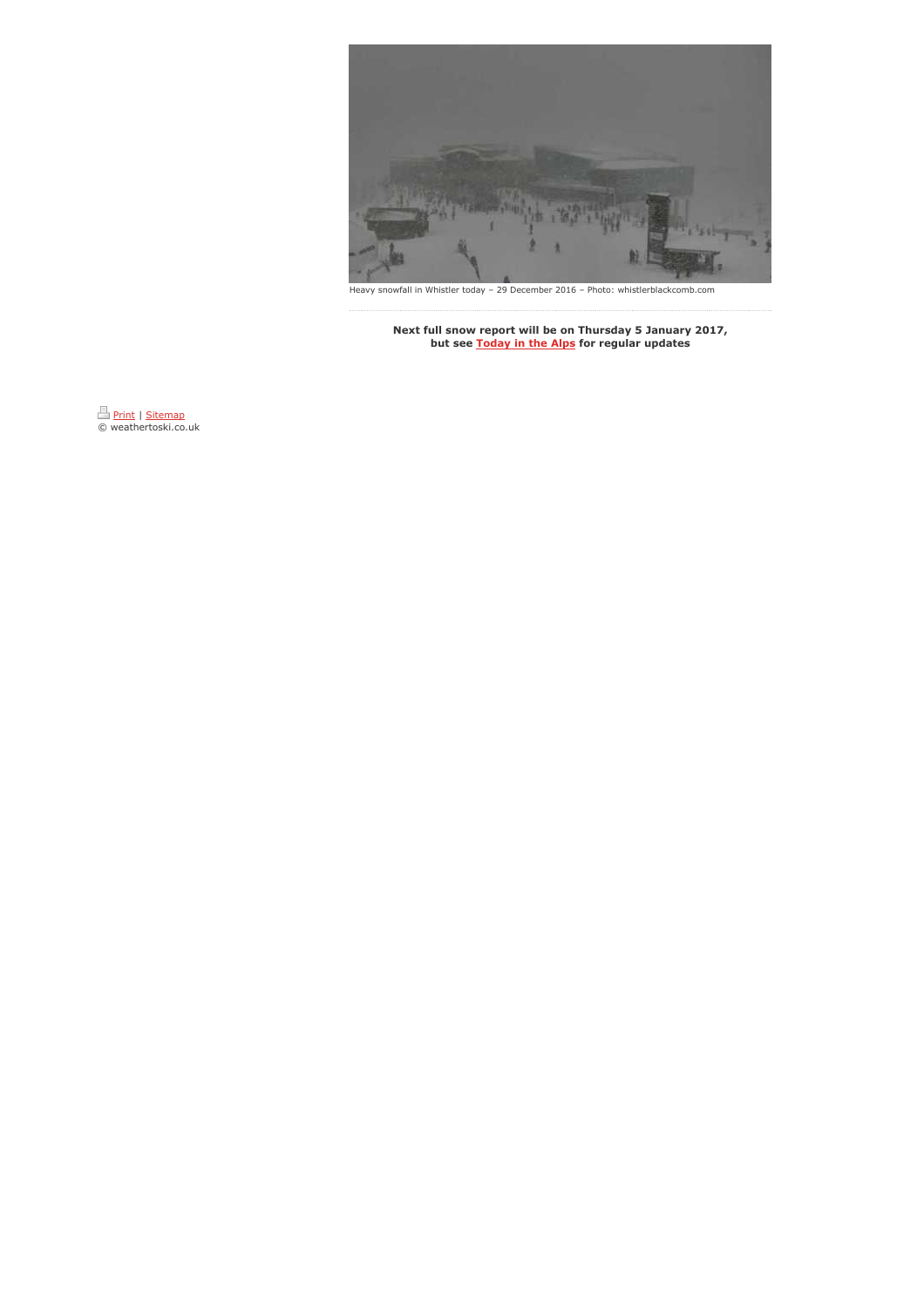Heavy snowfall in Whistler today – 29 December 2016 – Photo: whistlerblackcomb.com

---

**Next full snow report will be on Thursday 5 January 2017,
but see Today in the Alps for regular updates**

Print | Sitemap
© weathertoski.co.uk